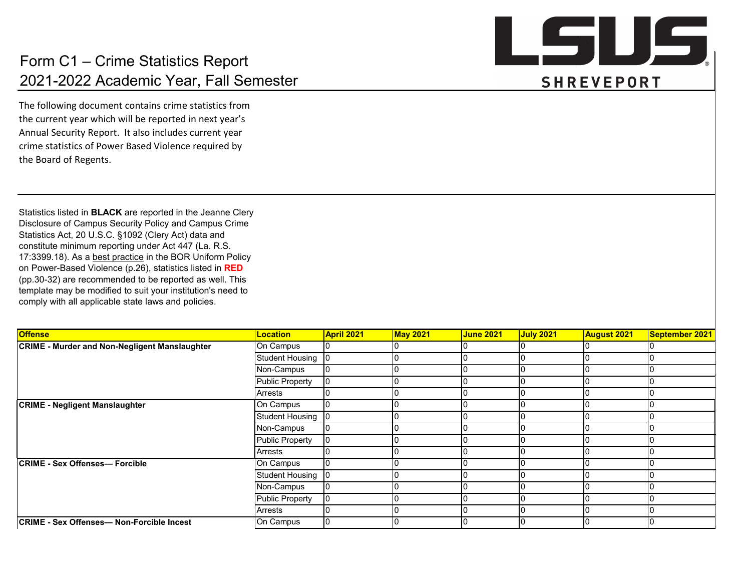# Form C1 – Crime Statistics Report
## 2021-2022 Academic Year, Fall Semester

LSUS SHREVEPORT

The following document contains crime statistics from the current year which will be reported in next year's Annual Security Report. It also includes current year crime statistics of Power Based Violence required by the Board of Regents.

Statistics listed in **BLACK** are reported in the Jeanne Clery Disclosure of Campus Security Policy and Campus Crime Statistics Act, 20 U.S.C. §1092 (Clery Act) data and constitute minimum reporting under Act 447 (La. R.S. 17:3399.18). As a best practice in the BOR Uniform Policy on Power-Based Violence (p.26), statistics listed in **RED** (pp.30-32) are recommended to be reported as well. This template may be modified to suit your institution's need to comply with all applicable state laws and policies.

| Offense | Location | April 2021 | May 2021 | June 2021 | July 2021 | August 2021 | September 2021 |
|---|---|---|---|---|---|---|---|
| **CRIME - Murder and Non-Negligent Manslaughter** | On Campus | 0 | 0 | 0 | 0 | 0 | 0 |
| | Student Housing | 0 | 0 | 0 | 0 | 0 | 0 |
| | Non-Campus | 0 | 0 | 0 | 0 | 0 | 0 |
| | Public Property | 0 | 0 | 0 | 0 | 0 | 0 |
| | Arrests | 0 | 0 | 0 | 0 | 0 | 0 |
| **CRIME - Negligent Manslaughter** | On Campus | 0 | 0 | 0 | 0 | 0 | 0 |
| | Student Housing | 0 | 0 | 0 | 0 | 0 | 0 |
| | Non-Campus | 0 | 0 | 0 | 0 | 0 | 0 |
| | Public Property | 0 | 0 | 0 | 0 | 0 | 0 |
| | Arrests | 0 | 0 | 0 | 0 | 0 | 0 |
| **CRIME - Sex Offenses— Forcible** | On Campus | 0 | 0 | 0 | 0 | 0 | 0 |
| | Student Housing | 0 | 0 | 0 | 0 | 0 | 0 |
| | Non-Campus | 0 | 0 | 0 | 0 | 0 | 0 |
| | Public Property | 0 | 0 | 0 | 0 | 0 | 0 |
| | Arrests | 0 | 0 | 0 | 0 | 0 | 0 |
| **CRIME - Sex Offenses— Non-Forcible Incest** | On Campus | 0 | 0 | 0 | 0 | 0 | 0 |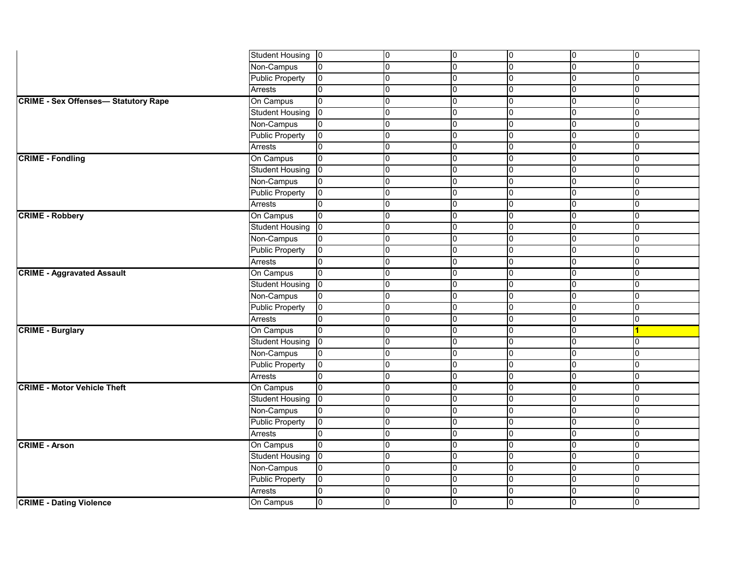| | | | | | | | |
|---|---|---|---|---|---|---|---|
| | Student Housing | 0 | 0 | 0 | 0 | 0 | 0 |
| | Non-Campus | 0 | 0 | 0 | 0 | 0 | 0 |
| | Public Property | 0 | 0 | 0 | 0 | 0 | 0 |
| | Arrests | 0 | 0 | 0 | 0 | 0 | 0 |
| **CRIME - Sex Offenses— Statutory Rape** | On Campus | 0 | 0 | 0 | 0 | 0 | 0 |
| | Student Housing | 0 | 0 | 0 | 0 | 0 | 0 |
| | Non-Campus | 0 | 0 | 0 | 0 | 0 | 0 |
| | Public Property | 0 | 0 | 0 | 0 | 0 | 0 |
| | Arrests | 0 | 0 | 0 | 0 | 0 | 0 |
| **CRIME - Fondling** | On Campus | 0 | 0 | 0 | 0 | 0 | 0 |
| | Student Housing | 0 | 0 | 0 | 0 | 0 | 0 |
| | Non-Campus | 0 | 0 | 0 | 0 | 0 | 0 |
| | Public Property | 0 | 0 | 0 | 0 | 0 | 0 |
| | Arrests | 0 | 0 | 0 | 0 | 0 | 0 |
| **CRIME - Robbery** | On Campus | 0 | 0 | 0 | 0 | 0 | 0 |
| | Student Housing | 0 | 0 | 0 | 0 | 0 | 0 |
| | Non-Campus | 0 | 0 | 0 | 0 | 0 | 0 |
| | Public Property | 0 | 0 | 0 | 0 | 0 | 0 |
| | Arrests | 0 | 0 | 0 | 0 | 0 | 0 |
| **CRIME - Aggravated Assault** | On Campus | 0 | 0 | 0 | 0 | 0 | 0 |
| | Student Housing | 0 | 0 | 0 | 0 | 0 | 0 |
| | Non-Campus | 0 | 0 | 0 | 0 | 0 | 0 |
| | Public Property | 0 | 0 | 0 | 0 | 0 | 0 |
| | Arrests | 0 | 0 | 0 | 0 | 0 | 0 |
| **CRIME - Burglary** | On Campus | 0 | 0 | 0 | 0 | 0 | **1** |
| | Student Housing | 0 | 0 | 0 | 0 | 0 | 0 |
| | Non-Campus | 0 | 0 | 0 | 0 | 0 | 0 |
| | Public Property | 0 | 0 | 0 | 0 | 0 | 0 |
| | Arrests | 0 | 0 | 0 | 0 | 0 | 0 |
| **CRIME - Motor Vehicle Theft** | On Campus | 0 | 0 | 0 | 0 | 0 | 0 |
| | Student Housing | 0 | 0 | 0 | 0 | 0 | 0 |
| | Non-Campus | 0 | 0 | 0 | 0 | 0 | 0 |
| | Public Property | 0 | 0 | 0 | 0 | 0 | 0 |
| | Arrests | 0 | 0 | 0 | 0 | 0 | 0 |
| **CRIME - Arson** | On Campus | 0 | 0 | 0 | 0 | 0 | 0 |
| | Student Housing | 0 | 0 | 0 | 0 | 0 | 0 |
| | Non-Campus | 0 | 0 | 0 | 0 | 0 | 0 |
| | Public Property | 0 | 0 | 0 | 0 | 0 | 0 |
| | Arrests | 0 | 0 | 0 | 0 | 0 | 0 |
| **CRIME - Dating Violence** | On Campus | 0 | 0 | 0 | 0 | 0 | 0 |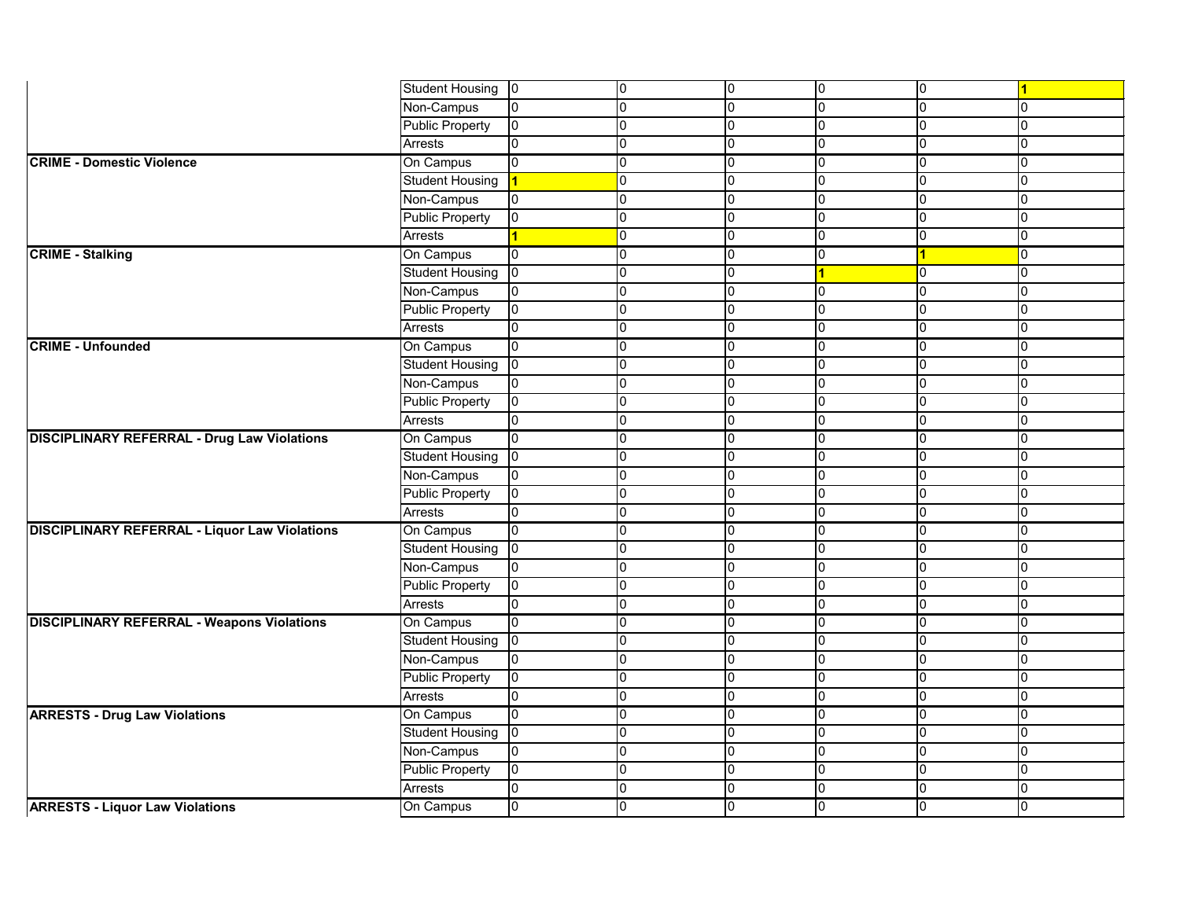| | | | | | | | |
|---|---|---|---|---|---|---|---|
| | Student Housing | 0 | 0 | 0 | 0 | 0 | 1 |
| | Non-Campus | 0 | 0 | 0 | 0 | 0 | 0 |
| | Public Property | 0 | 0 | 0 | 0 | 0 | 0 |
| | Arrests | 0 | 0 | 0 | 0 | 0 | 0 |
| **CRIME - Domestic Violence** | On Campus | 0 | 0 | 0 | 0 | 0 | 0 |
| | Student Housing | 1 | 0 | 0 | 0 | 0 | 0 |
| | Non-Campus | 0 | 0 | 0 | 0 | 0 | 0 |
| | Public Property | 0 | 0 | 0 | 0 | 0 | 0 |
| | Arrests | 1 | 0 | 0 | 0 | 0 | 0 |
| **CRIME - Stalking** | On Campus | 0 | 0 | 0 | 0 | 1 | 0 |
| | Student Housing | 0 | 0 | 0 | 1 | 0 | 0 |
| | Non-Campus | 0 | 0 | 0 | 0 | 0 | 0 |
| | Public Property | 0 | 0 | 0 | 0 | 0 | 0 |
| | Arrests | 0 | 0 | 0 | 0 | 0 | 0 |
| **CRIME - Unfounded** | On Campus | 0 | 0 | 0 | 0 | 0 | 0 |
| | Student Housing | 0 | 0 | 0 | 0 | 0 | 0 |
| | Non-Campus | 0 | 0 | 0 | 0 | 0 | 0 |
| | Public Property | 0 | 0 | 0 | 0 | 0 | 0 |
| | Arrests | 0 | 0 | 0 | 0 | 0 | 0 |
| **DISCIPLINARY REFERRAL - Drug Law Violations** | On Campus | 0 | 0 | 0 | 0 | 0 | 0 |
| | Student Housing | 0 | 0 | 0 | 0 | 0 | 0 |
| | Non-Campus | 0 | 0 | 0 | 0 | 0 | 0 |
| | Public Property | 0 | 0 | 0 | 0 | 0 | 0 |
| | Arrests | 0 | 0 | 0 | 0 | 0 | 0 |
| **DISCIPLINARY REFERRAL - Liquor Law Violations** | On Campus | 0 | 0 | 0 | 0 | 0 | 0 |
| | Student Housing | 0 | 0 | 0 | 0 | 0 | 0 |
| | Non-Campus | 0 | 0 | 0 | 0 | 0 | 0 |
| | Public Property | 0 | 0 | 0 | 0 | 0 | 0 |
| | Arrests | 0 | 0 | 0 | 0 | 0 | 0 |
| **DISCIPLINARY REFERRAL - Weapons Violations** | On Campus | 0 | 0 | 0 | 0 | 0 | 0 |
| | Student Housing | 0 | 0 | 0 | 0 | 0 | 0 |
| | Non-Campus | 0 | 0 | 0 | 0 | 0 | 0 |
| | Public Property | 0 | 0 | 0 | 0 | 0 | 0 |
| | Arrests | 0 | 0 | 0 | 0 | 0 | 0 |
| **ARRESTS - Drug Law Violations** | On Campus | 0 | 0 | 0 | 0 | 0 | 0 |
| | Student Housing | 0 | 0 | 0 | 0 | 0 | 0 |
| | Non-Campus | 0 | 0 | 0 | 0 | 0 | 0 |
| | Public Property | 0 | 0 | 0 | 0 | 0 | 0 |
| | Arrests | 0 | 0 | 0 | 0 | 0 | 0 |
| **ARRESTS - Liquor Law Violations** | On Campus | 0 | 0 | 0 | 0 | 0 | 0 |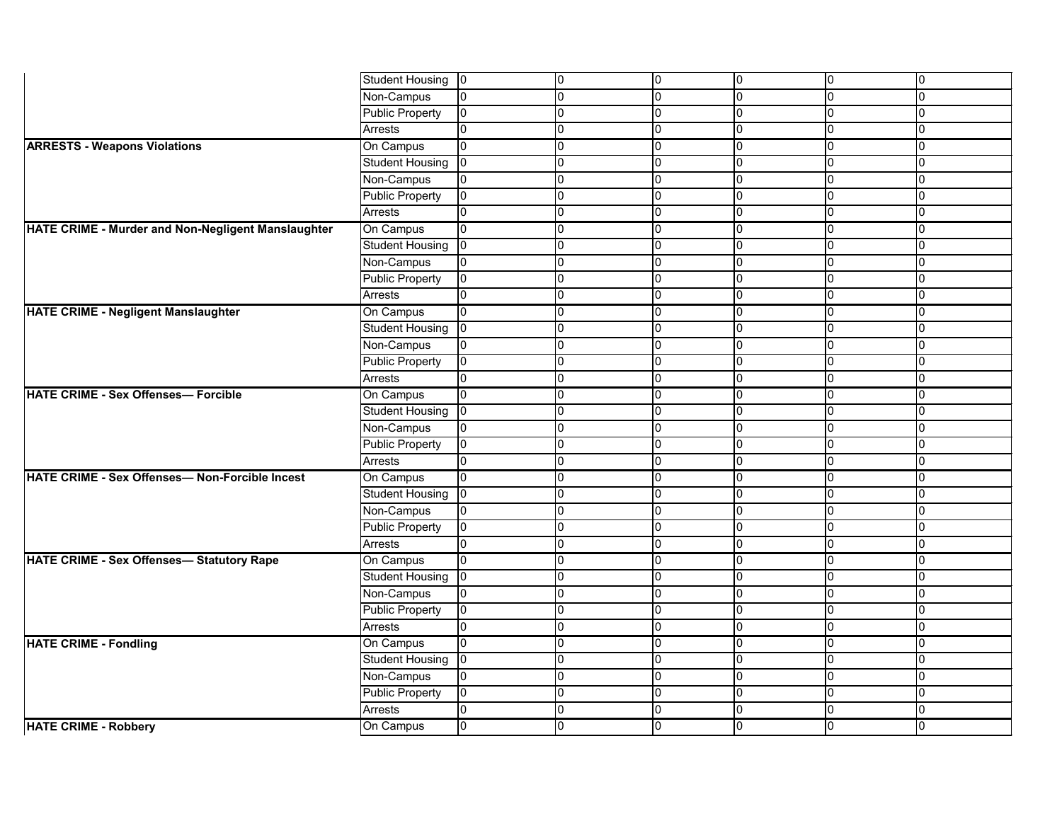| | | | | | | | |
|---|---|---|---|---|---|---|---|
| | Student Housing | 0 | 0 | 0 | 0 | 0 | 0 |
| | Non-Campus | 0 | 0 | 0 | 0 | 0 | 0 |
| | Public Property | 0 | 0 | 0 | 0 | 0 | 0 |
| | Arrests | 0 | 0 | 0 | 0 | 0 | 0 |
| **ARRESTS - Weapons Violations** | On Campus | 0 | 0 | 0 | 0 | 0 | 0 |
| | Student Housing | 0 | 0 | 0 | 0 | 0 | 0 |
| | Non-Campus | 0 | 0 | 0 | 0 | 0 | 0 |
| | Public Property | 0 | 0 | 0 | 0 | 0 | 0 |
| | Arrests | 0 | 0 | 0 | 0 | 0 | 0 |
| **HATE CRIME - Murder and Non-Negligent Manslaughter** | On Campus | 0 | 0 | 0 | 0 | 0 | 0 |
| | Student Housing | 0 | 0 | 0 | 0 | 0 | 0 |
| | Non-Campus | 0 | 0 | 0 | 0 | 0 | 0 |
| | Public Property | 0 | 0 | 0 | 0 | 0 | 0 |
| | Arrests | 0 | 0 | 0 | 0 | 0 | 0 |
| **HATE CRIME - Negligent Manslaughter** | On Campus | 0 | 0 | 0 | 0 | 0 | 0 |
| | Student Housing | 0 | 0 | 0 | 0 | 0 | 0 |
| | Non-Campus | 0 | 0 | 0 | 0 | 0 | 0 |
| | Public Property | 0 | 0 | 0 | 0 | 0 | 0 |
| | Arrests | 0 | 0 | 0 | 0 | 0 | 0 |
| **HATE CRIME - Sex Offenses— Forcible** | On Campus | 0 | 0 | 0 | 0 | 0 | 0 |
| | Student Housing | 0 | 0 | 0 | 0 | 0 | 0 |
| | Non-Campus | 0 | 0 | 0 | 0 | 0 | 0 |
| | Public Property | 0 | 0 | 0 | 0 | 0 | 0 |
| | Arrests | 0 | 0 | 0 | 0 | 0 | 0 |
| **HATE CRIME - Sex Offenses— Non-Forcible Incest** | On Campus | 0 | 0 | 0 | 0 | 0 | 0 |
| | Student Housing | 0 | 0 | 0 | 0 | 0 | 0 |
| | Non-Campus | 0 | 0 | 0 | 0 | 0 | 0 |
| | Public Property | 0 | 0 | 0 | 0 | 0 | 0 |
| | Arrests | 0 | 0 | 0 | 0 | 0 | 0 |
| **HATE CRIME - Sex Offenses— Statutory Rape** | On Campus | 0 | 0 | 0 | 0 | 0 | 0 |
| | Student Housing | 0 | 0 | 0 | 0 | 0 | 0 |
| | Non-Campus | 0 | 0 | 0 | 0 | 0 | 0 |
| | Public Property | 0 | 0 | 0 | 0 | 0 | 0 |
| | Arrests | 0 | 0 | 0 | 0 | 0 | 0 |
| **HATE CRIME - Fondling** | On Campus | 0 | 0 | 0 | 0 | 0 | 0 |
| | Student Housing | 0 | 0 | 0 | 0 | 0 | 0 |
| | Non-Campus | 0 | 0 | 0 | 0 | 0 | 0 |
| | Public Property | 0 | 0 | 0 | 0 | 0 | 0 |
| | Arrests | 0 | 0 | 0 | 0 | 0 | 0 |
| **HATE CRIME - Robbery** | On Campus | 0 | 0 | 0 | 0 | 0 | 0 |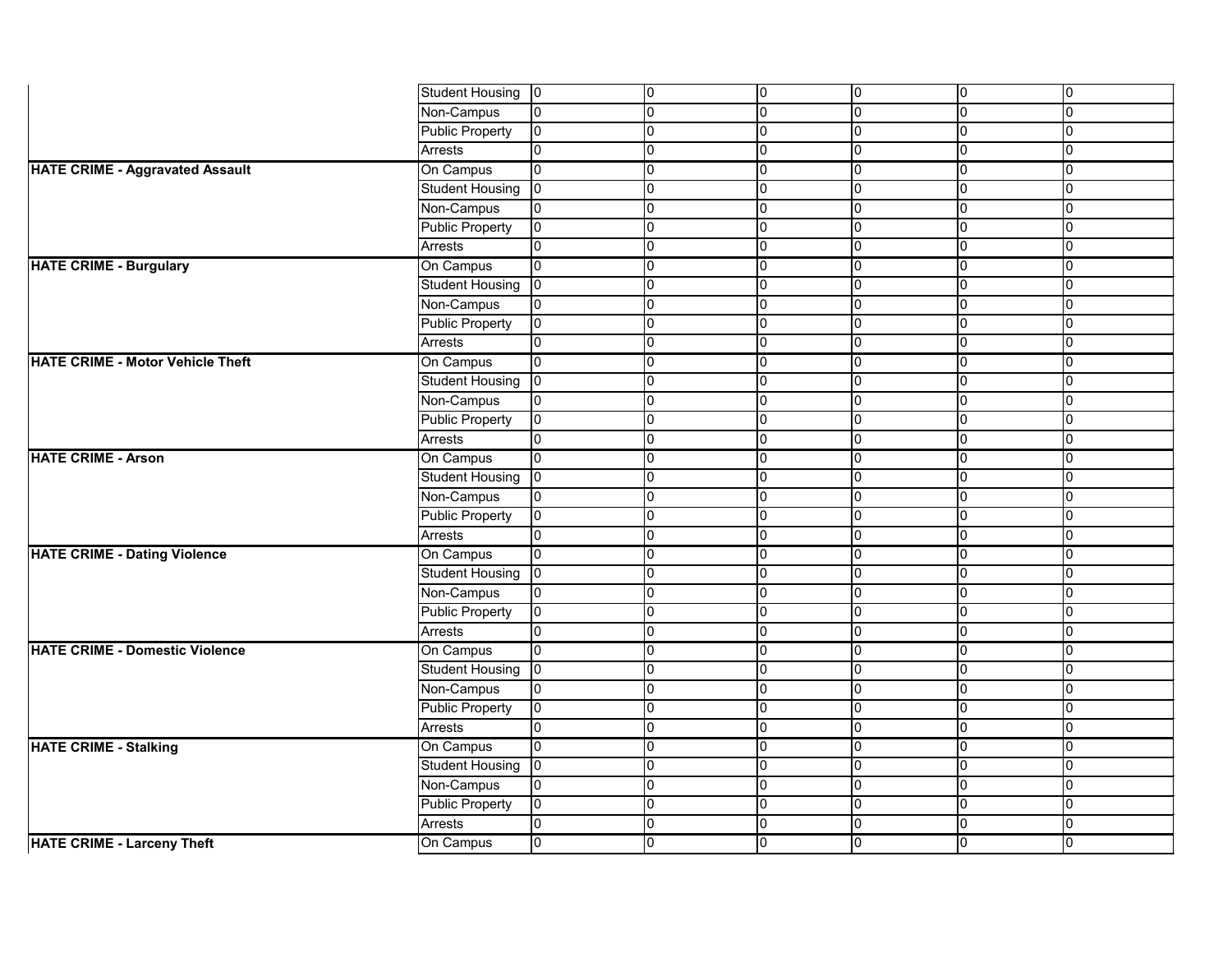| | | | | | | | |
|---|---|---|---|---|---|---|---|
| | Student Housing | 0 | 0 | 0 | 0 | 0 | 0 |
| | Non-Campus | 0 | 0 | 0 | 0 | 0 | 0 |
| | Public Property | 0 | 0 | 0 | 0 | 0 | 0 |
| | Arrests | 0 | 0 | 0 | 0 | 0 | 0 |
| **HATE CRIME - Aggravated Assault** | On Campus | 0 | 0 | 0 | 0 | 0 | 0 |
| | Student Housing | 0 | 0 | 0 | 0 | 0 | 0 |
| | Non-Campus | 0 | 0 | 0 | 0 | 0 | 0 |
| | Public Property | 0 | 0 | 0 | 0 | 0 | 0 |
| | Arrests | 0 | 0 | 0 | 0 | 0 | 0 |
| **HATE CRIME - Burgulary** | On Campus | 0 | 0 | 0 | 0 | 0 | 0 |
| | Student Housing | 0 | 0 | 0 | 0 | 0 | 0 |
| | Non-Campus | 0 | 0 | 0 | 0 | 0 | 0 |
| | Public Property | 0 | 0 | 0 | 0 | 0 | 0 |
| | Arrests | 0 | 0 | 0 | 0 | 0 | 0 |
| **HATE CRIME - Motor Vehicle Theft** | On Campus | 0 | 0 | 0 | 0 | 0 | 0 |
| | Student Housing | 0 | 0 | 0 | 0 | 0 | 0 |
| | Non-Campus | 0 | 0 | 0 | 0 | 0 | 0 |
| | Public Property | 0 | 0 | 0 | 0 | 0 | 0 |
| | Arrests | 0 | 0 | 0 | 0 | 0 | 0 |
| **HATE CRIME - Arson** | On Campus | 0 | 0 | 0 | 0 | 0 | 0 |
| | Student Housing | 0 | 0 | 0 | 0 | 0 | 0 |
| | Non-Campus | 0 | 0 | 0 | 0 | 0 | 0 |
| | Public Property | 0 | 0 | 0 | 0 | 0 | 0 |
| | Arrests | 0 | 0 | 0 | 0 | 0 | 0 |
| **HATE CRIME - Dating Violence** | On Campus | 0 | 0 | 0 | 0 | 0 | 0 |
| | Student Housing | 0 | 0 | 0 | 0 | 0 | 0 |
| | Non-Campus | 0 | 0 | 0 | 0 | 0 | 0 |
| | Public Property | 0 | 0 | 0 | 0 | 0 | 0 |
| | Arrests | 0 | 0 | 0 | 0 | 0 | 0 |
| **HATE CRIME - Domestic Violence** | On Campus | 0 | 0 | 0 | 0 | 0 | 0 |
| | Student Housing | 0 | 0 | 0 | 0 | 0 | 0 |
| | Non-Campus | 0 | 0 | 0 | 0 | 0 | 0 |
| | Public Property | 0 | 0 | 0 | 0 | 0 | 0 |
| | Arrests | 0 | 0 | 0 | 0 | 0 | 0 |
| **HATE CRIME - Stalking** | On Campus | 0 | 0 | 0 | 0 | 0 | 0 |
| | Student Housing | 0 | 0 | 0 | 0 | 0 | 0 |
| | Non-Campus | 0 | 0 | 0 | 0 | 0 | 0 |
| | Public Property | 0 | 0 | 0 | 0 | 0 | 0 |
| | Arrests | 0 | 0 | 0 | 0 | 0 | 0 |
| **HATE CRIME - Larceny Theft** | On Campus | 0 | 0 | 0 | 0 | 0 | 0 |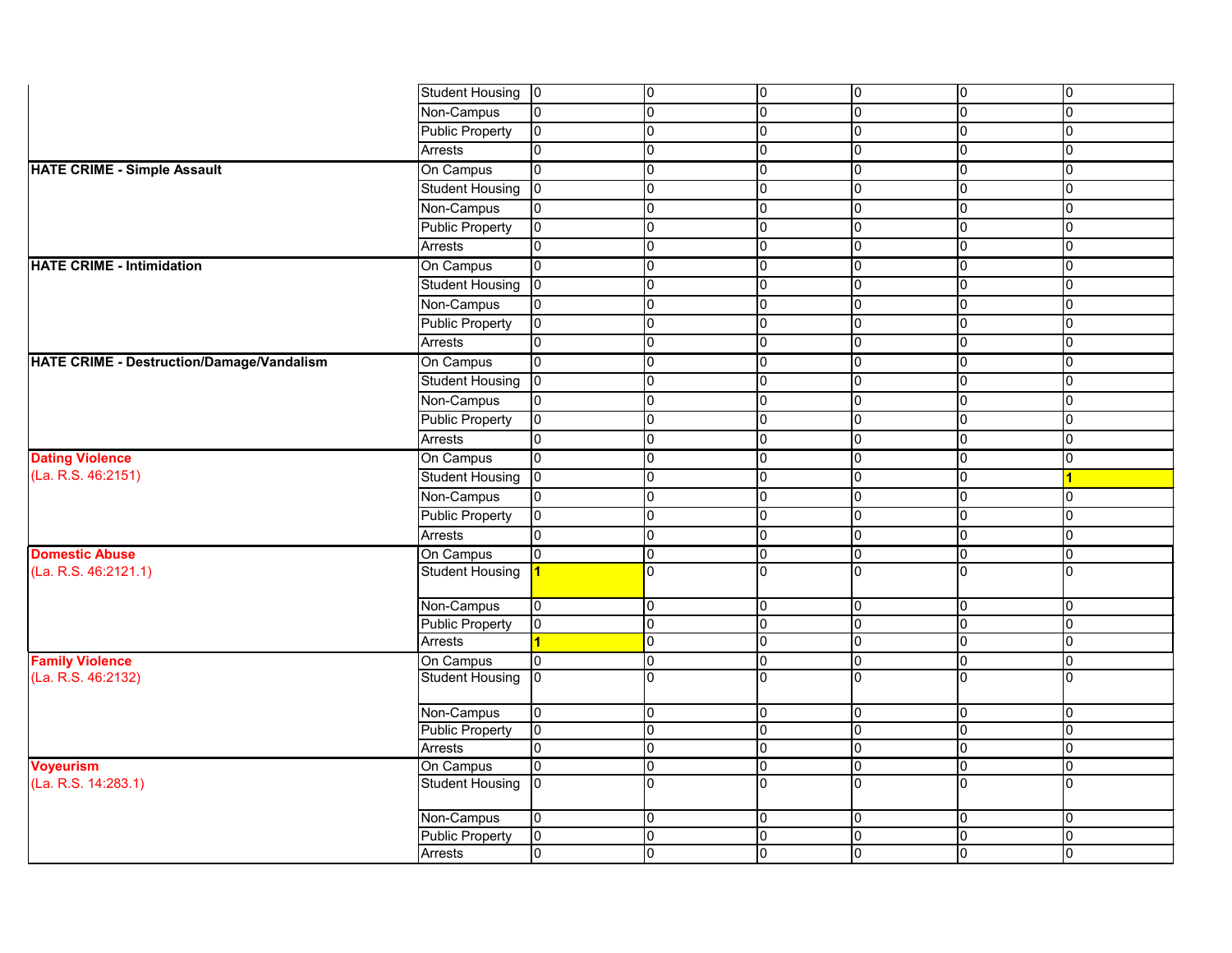| | | | | | | | |
|---|---|---|---|---|---|---|---|
| | Student Housing | 0 | 0 | 0 | 0 | 0 | 0 |
| | Non-Campus | 0 | 0 | 0 | 0 | 0 | 0 |
| | Public Property | 0 | 0 | 0 | 0 | 0 | 0 |
| | Arrests | 0 | 0 | 0 | 0 | 0 | 0 |
| **HATE CRIME - Simple Assault** | On Campus | 0 | 0 | 0 | 0 | 0 | 0 |
| | Student Housing | 0 | 0 | 0 | 0 | 0 | 0 |
| | Non-Campus | 0 | 0 | 0 | 0 | 0 | 0 |
| | Public Property | 0 | 0 | 0 | 0 | 0 | 0 |
| | Arrests | 0 | 0 | 0 | 0 | 0 | 0 |
| **HATE CRIME - Intimidation** | On Campus | 0 | 0 | 0 | 0 | 0 | 0 |
| | Student Housing | 0 | 0 | 0 | 0 | 0 | 0 |
| | Non-Campus | 0 | 0 | 0 | 0 | 0 | 0 |
| | Public Property | 0 | 0 | 0 | 0 | 0 | 0 |
| | Arrests | 0 | 0 | 0 | 0 | 0 | 0 |
| **HATE CRIME - Destruction/Damage/Vandalism** | On Campus | 0 | 0 | 0 | 0 | 0 | 0 |
| | Student Housing | 0 | 0 | 0 | 0 | 0 | 0 |
| | Non-Campus | 0 | 0 | 0 | 0 | 0 | 0 |
| | Public Property | 0 | 0 | 0 | 0 | 0 | 0 |
| | Arrests | 0 | 0 | 0 | 0 | 0 | 0 |
| **Dating Violence** (La. R.S. 46:2151) | On Campus | 0 | 0 | 0 | 0 | 0 | 0 |
| | Student Housing | 0 | 0 | 0 | 0 | 0 | **1** |
| | Non-Campus | 0 | 0 | 0 | 0 | 0 | 0 |
| | Public Property | 0 | 0 | 0 | 0 | 0 | 0 |
| | Arrests | 0 | 0 | 0 | 0 | 0 | 0 |
| **Domestic Abuse** (La. R.S. 46:2121.1) | On Campus | 0 | 0 | 0 | 0 | 0 | 0 |
| | Student Housing | **1** | 0 | 0 | 0 | 0 | 0 |
| | Non-Campus | 0 | 0 | 0 | 0 | 0 | 0 |
| | Public Property | 0 | 0 | 0 | 0 | 0 | 0 |
| | Arrests | **1** | 0 | 0 | 0 | 0 | 0 |
| **Family Violence** (La. R.S. 46:2132) | On Campus | 0 | 0 | 0 | 0 | 0 | 0 |
| | Student Housing | 0 | 0 | 0 | 0 | 0 | 0 |
| | Non-Campus | 0 | 0 | 0 | 0 | 0 | 0 |
| | Public Property | 0 | 0 | 0 | 0 | 0 | 0 |
| | Arrests | 0 | 0 | 0 | 0 | 0 | 0 |
| **Voyeurism** (La. R.S. 14:283.1) | On Campus | 0 | 0 | 0 | 0 | 0 | 0 |
| | Student Housing | 0 | 0 | 0 | 0 | 0 | 0 |
| | Non-Campus | 0 | 0 | 0 | 0 | 0 | 0 |
| | Public Property | 0 | 0 | 0 | 0 | 0 | 0 |
| | Arrests | 0 | 0 | 0 | 0 | 0 | 0 |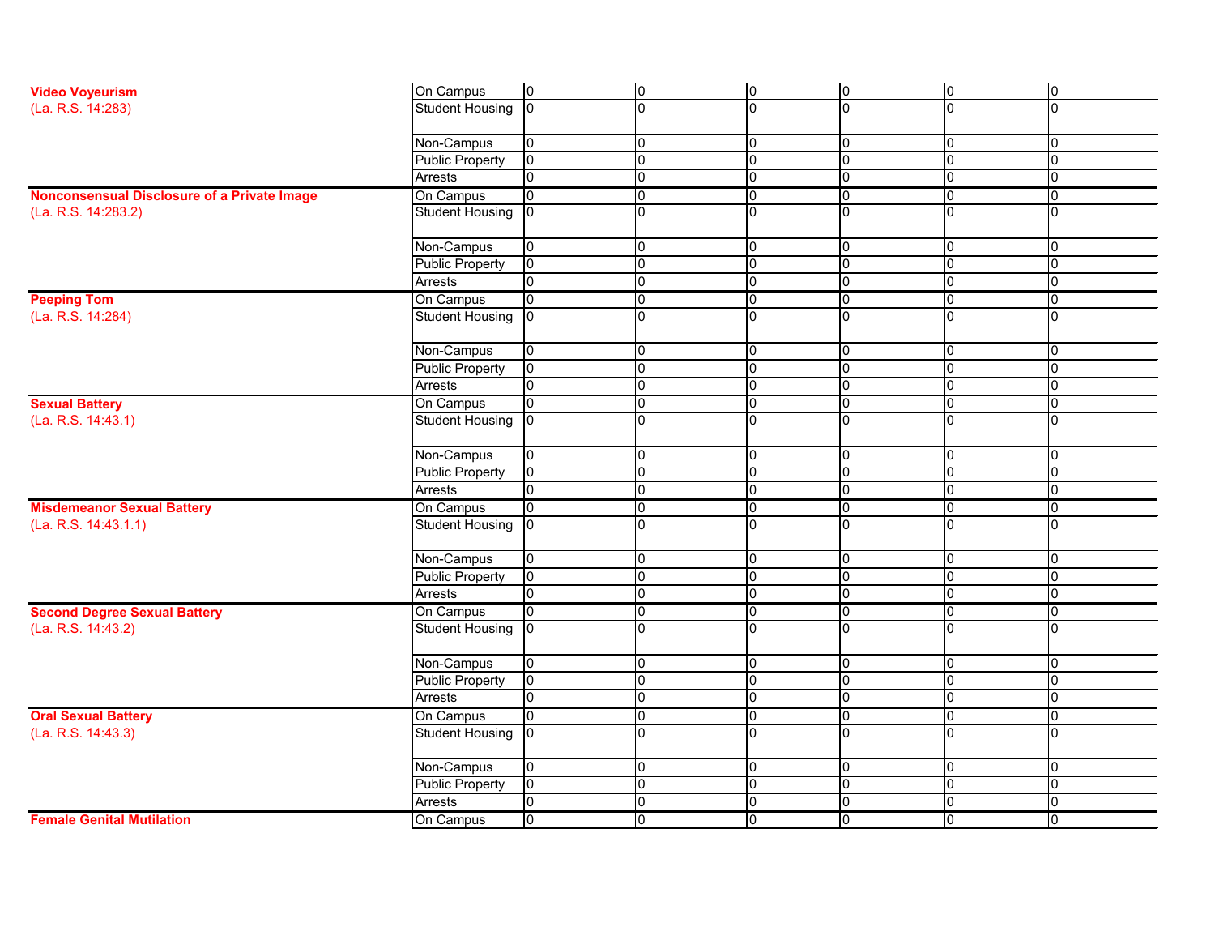| | | | | | | | |
|---|---|---|---|---|---|---|---|
| **Video Voyeurism** (La. R.S. 14:283) | On Campus | 0 | 0 | 0 | 0 | 0 | 0 |
| | Student Housing | 0 | 0 | 0 | 0 | 0 | 0 |
| | Non-Campus | 0 | 0 | 0 | 0 | 0 | 0 |
| | Public Property | 0 | 0 | 0 | 0 | 0 | 0 |
| | Arrests | 0 | 0 | 0 | 0 | 0 | 0 |
| **Nonconsensual Disclosure of a Private Image** (La. R.S. 14:283.2) | On Campus | 0 | 0 | 0 | 0 | 0 | 0 |
| | Student Housing | 0 | 0 | 0 | 0 | 0 | 0 |
| | Non-Campus | 0 | 0 | 0 | 0 | 0 | 0 |
| | Public Property | 0 | 0 | 0 | 0 | 0 | 0 |
| | Arrests | 0 | 0 | 0 | 0 | 0 | 0 |
| **Peeping Tom** (La. R.S. 14:284) | On Campus | 0 | 0 | 0 | 0 | 0 | 0 |
| | Student Housing | 0 | 0 | 0 | 0 | 0 | 0 |
| | Non-Campus | 0 | 0 | 0 | 0 | 0 | 0 |
| | Public Property | 0 | 0 | 0 | 0 | 0 | 0 |
| | Arrests | 0 | 0 | 0 | 0 | 0 | 0 |
| **Sexual Battery** (La. R.S. 14:43.1) | On Campus | 0 | 0 | 0 | 0 | 0 | 0 |
| | Student Housing | 0 | 0 | 0 | 0 | 0 | 0 |
| | Non-Campus | 0 | 0 | 0 | 0 | 0 | 0 |
| | Public Property | 0 | 0 | 0 | 0 | 0 | 0 |
| | Arrests | 0 | 0 | 0 | 0 | 0 | 0 |
| **Misdemeanor Sexual Battery** (La. R.S. 14:43.1.1) | On Campus | 0 | 0 | 0 | 0 | 0 | 0 |
| | Student Housing | 0 | 0 | 0 | 0 | 0 | 0 |
| | Non-Campus | 0 | 0 | 0 | 0 | 0 | 0 |
| | Public Property | 0 | 0 | 0 | 0 | 0 | 0 |
| | Arrests | 0 | 0 | 0 | 0 | 0 | 0 |
| **Second Degree Sexual Battery** (La. R.S. 14:43.2) | On Campus | 0 | 0 | 0 | 0 | 0 | 0 |
| | Student Housing | 0 | 0 | 0 | 0 | 0 | 0 |
| | Non-Campus | 0 | 0 | 0 | 0 | 0 | 0 |
| | Public Property | 0 | 0 | 0 | 0 | 0 | 0 |
| | Arrests | 0 | 0 | 0 | 0 | 0 | 0 |
| **Oral Sexual Battery** (La. R.S. 14:43.3) | On Campus | 0 | 0 | 0 | 0 | 0 | 0 |
| | Student Housing | 0 | 0 | 0 | 0 | 0 | 0 |
| | Non-Campus | 0 | 0 | 0 | 0 | 0 | 0 |
| | Public Property | 0 | 0 | 0 | 0 | 0 | 0 |
| | Arrests | 0 | 0 | 0 | 0 | 0 | 0 |
| **Female Genital Mutilation** | On Campus | 0 | 0 | 0 | 0 | 0 | 0 |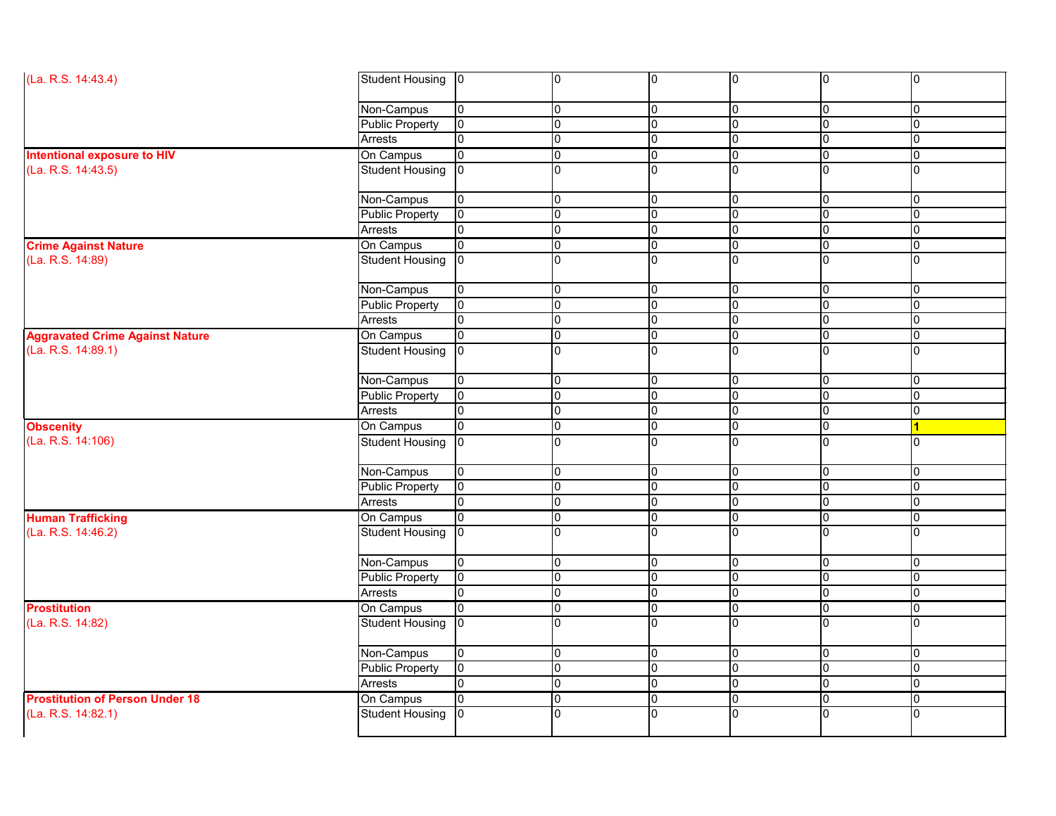| | | | | | | | |
|---|---|---|---|---|---|---|---|
| (La. R.S. 14:43.4) | Student Housing | 0 | 0 | 0 | 0 | 0 | 0 |
| | Non-Campus | 0 | 0 | 0 | 0 | 0 | 0 |
| | Public Property | 0 | 0 | 0 | 0 | 0 | 0 |
| | Arrests | 0 | 0 | 0 | 0 | 0 | 0 |
| **Intentional exposure to HIV** | On Campus | 0 | 0 | 0 | 0 | 0 | 0 |
| (La. R.S. 14:43.5) | Student Housing | 0 | 0 | 0 | 0 | 0 | 0 |
| | Non-Campus | 0 | 0 | 0 | 0 | 0 | 0 |
| | Public Property | 0 | 0 | 0 | 0 | 0 | 0 |
| | Arrests | 0 | 0 | 0 | 0 | 0 | 0 |
| **Crime Against Nature** | On Campus | 0 | 0 | 0 | 0 | 0 | 0 |
| (La. R.S. 14:89) | Student Housing | 0 | 0 | 0 | 0 | 0 | 0 |
| | Non-Campus | 0 | 0 | 0 | 0 | 0 | 0 |
| | Public Property | 0 | 0 | 0 | 0 | 0 | 0 |
| | Arrests | 0 | 0 | 0 | 0 | 0 | 0 |
| **Aggravated Crime Against Nature** | On Campus | 0 | 0 | 0 | 0 | 0 | 0 |
| (La. R.S. 14:89.1) | Student Housing | 0 | 0 | 0 | 0 | 0 | 0 |
| | Non-Campus | 0 | 0 | 0 | 0 | 0 | 0 |
| | Public Property | 0 | 0 | 0 | 0 | 0 | 0 |
| | Arrests | 0 | 0 | 0 | 0 | 0 | 0 |
| **Obscenity** | On Campus | 0 | 0 | 0 | 0 | 0 | **1** |
| (La. R.S. 14:106) | Student Housing | 0 | 0 | 0 | 0 | 0 | 0 |
| | Non-Campus | 0 | 0 | 0 | 0 | 0 | 0 |
| | Public Property | 0 | 0 | 0 | 0 | 0 | 0 |
| | Arrests | 0 | 0 | 0 | 0 | 0 | 0 |
| **Human Trafficking** | On Campus | 0 | 0 | 0 | 0 | 0 | 0 |
| (La. R.S. 14:46.2) | Student Housing | 0 | 0 | 0 | 0 | 0 | 0 |
| | Non-Campus | 0 | 0 | 0 | 0 | 0 | 0 |
| | Public Property | 0 | 0 | 0 | 0 | 0 | 0 |
| | Arrests | 0 | 0 | 0 | 0 | 0 | 0 |
| **Prostitution** | On Campus | 0 | 0 | 0 | 0 | 0 | 0 |
| (La. R.S. 14:82) | Student Housing | 0 | 0 | 0 | 0 | 0 | 0 |
| | Non-Campus | 0 | 0 | 0 | 0 | 0 | 0 |
| | Public Property | 0 | 0 | 0 | 0 | 0 | 0 |
| | Arrests | 0 | 0 | 0 | 0 | 0 | 0 |
| **Prostitution of Person Under 18** | On Campus | 0 | 0 | 0 | 0 | 0 | 0 |
| (La. R.S. 14:82.1) | Student Housing | 0 | 0 | 0 | 0 | 0 | 0 |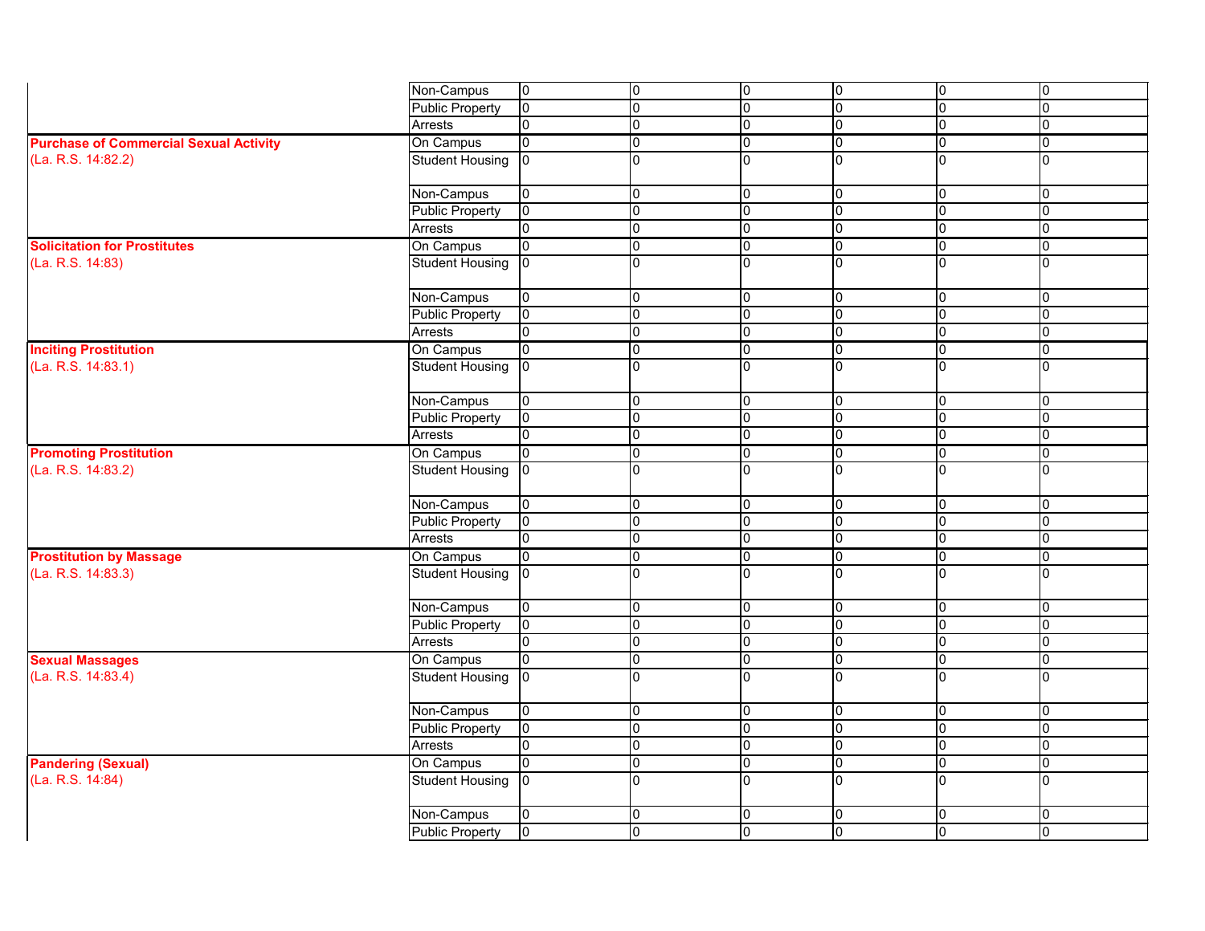| | | | | | | | |
|---|---|---|---|---|---|---|---|
| | Non-Campus | 0 | 0 | 0 | 0 | 0 | 0 |
| | Public Property | 0 | 0 | 0 | 0 | 0 | 0 |
| | Arrests | 0 | 0 | 0 | 0 | 0 | 0 |
| **Purchase of Commercial Sexual Activity** (La. R.S. 14:82.2) | On Campus | 0 | 0 | 0 | 0 | 0 | 0 |
| | Student Housing | 0 | 0 | 0 | 0 | 0 | 0 |
| | Non-Campus | 0 | 0 | 0 | 0 | 0 | 0 |
| | Public Property | 0 | 0 | 0 | 0 | 0 | 0 |
| | Arrests | 0 | 0 | 0 | 0 | 0 | 0 |
| **Solicitation for Prostitutes** (La. R.S. 14:83) | On Campus | 0 | 0 | 0 | 0 | 0 | 0 |
| | Student Housing | 0 | 0 | 0 | 0 | 0 | 0 |
| | Non-Campus | 0 | 0 | 0 | 0 | 0 | 0 |
| | Public Property | 0 | 0 | 0 | 0 | 0 | 0 |
| | Arrests | 0 | 0 | 0 | 0 | 0 | 0 |
| **Inciting Prostitution** (La. R.S. 14:83.1) | On Campus | 0 | 0 | 0 | 0 | 0 | 0 |
| | Student Housing | 0 | 0 | 0 | 0 | 0 | 0 |
| | Non-Campus | 0 | 0 | 0 | 0 | 0 | 0 |
| | Public Property | 0 | 0 | 0 | 0 | 0 | 0 |
| | Arrests | 0 | 0 | 0 | 0 | 0 | 0 |
| **Promoting Prostitution** (La. R.S. 14:83.2) | On Campus | 0 | 0 | 0 | 0 | 0 | 0 |
| | Student Housing | 0 | 0 | 0 | 0 | 0 | 0 |
| | Non-Campus | 0 | 0 | 0 | 0 | 0 | 0 |
| | Public Property | 0 | 0 | 0 | 0 | 0 | 0 |
| | Arrests | 0 | 0 | 0 | 0 | 0 | 0 |
| **Prostitution by Massage** (La. R.S. 14:83.3) | On Campus | 0 | 0 | 0 | 0 | 0 | 0 |
| | Student Housing | 0 | 0 | 0 | 0 | 0 | 0 |
| | Non-Campus | 0 | 0 | 0 | 0 | 0 | 0 |
| | Public Property | 0 | 0 | 0 | 0 | 0 | 0 |
| | Arrests | 0 | 0 | 0 | 0 | 0 | 0 |
| **Sexual Massages** (La. R.S. 14:83.4) | On Campus | 0 | 0 | 0 | 0 | 0 | 0 |
| | Student Housing | 0 | 0 | 0 | 0 | 0 | 0 |
| | Non-Campus | 0 | 0 | 0 | 0 | 0 | 0 |
| | Public Property | 0 | 0 | 0 | 0 | 0 | 0 |
| | Arrests | 0 | 0 | 0 | 0 | 0 | 0 |
| **Pandering (Sexual)** (La. R.S. 14:84) | On Campus | 0 | 0 | 0 | 0 | 0 | 0 |
| | Student Housing | 0 | 0 | 0 | 0 | 0 | 0 |
| | Non-Campus | 0 | 0 | 0 | 0 | 0 | 0 |
| | Public Property | 0 | 0 | 0 | 0 | 0 | 0 |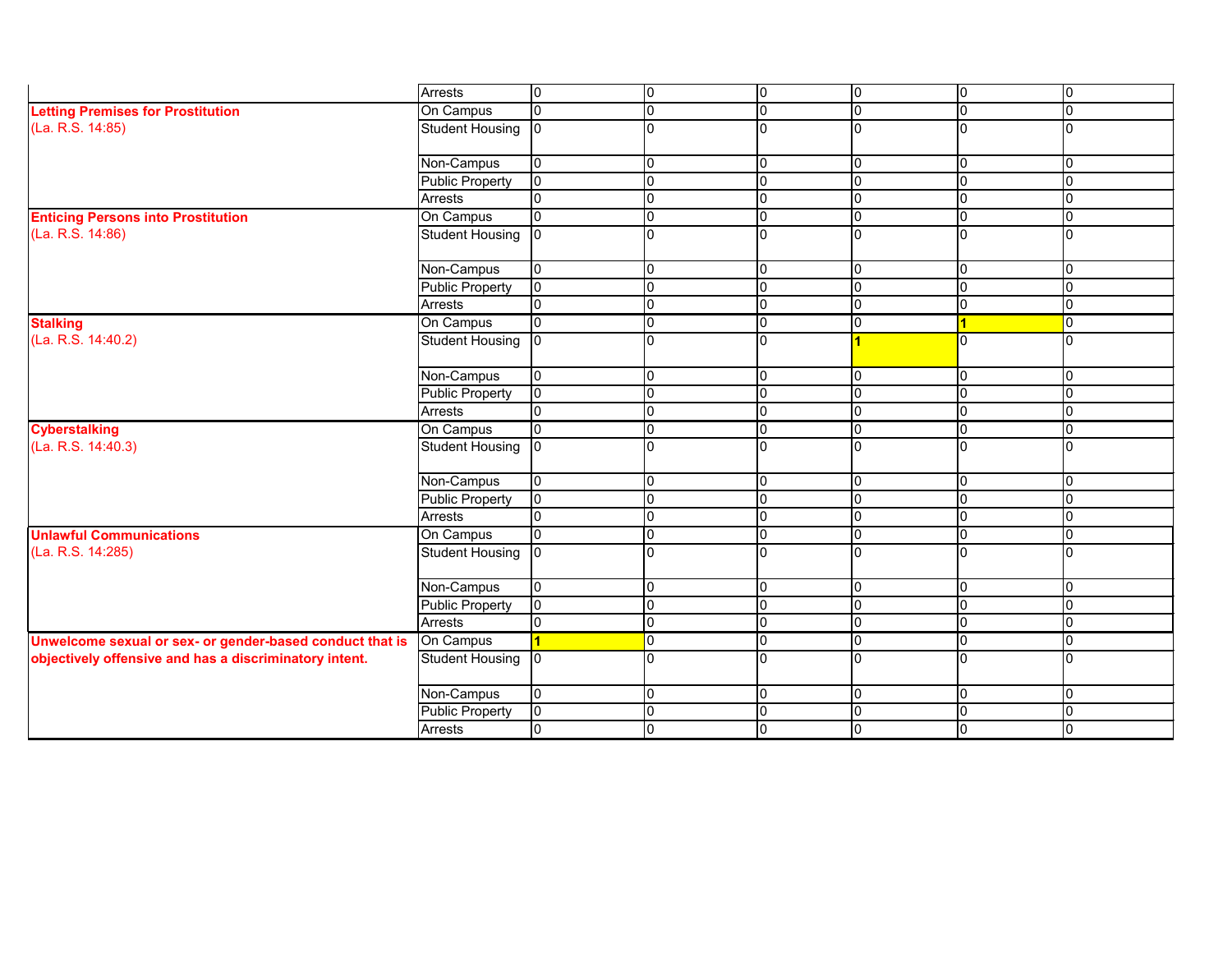| | | | | | | | |
|---|---|---|---|---|---|---|---|
| | Arrests | 0 | 0 | 0 | 0 | 0 | 0 |
| **Letting Premises for Prostitution** (La. R.S. 14:85) | On Campus | 0 | 0 | 0 | 0 | 0 | 0 |
| | Student Housing | 0 | 0 | 0 | 0 | 0 | 0 |
| | Non-Campus | 0 | 0 | 0 | 0 | 0 | 0 |
| | Public Property | 0 | 0 | 0 | 0 | 0 | 0 |
| | Arrests | 0 | 0 | 0 | 0 | 0 | 0 |
| **Enticing Persons into Prostitution** (La. R.S. 14:86) | On Campus | 0 | 0 | 0 | 0 | 0 | 0 |
| | Student Housing | 0 | 0 | 0 | 0 | 0 | 0 |
| | Non-Campus | 0 | 0 | 0 | 0 | 0 | 0 |
| | Public Property | 0 | 0 | 0 | 0 | 0 | 0 |
| | Arrests | 0 | 0 | 0 | 0 | 0 | 0 |
| **Stalking** (La. R.S. 14:40.2) | On Campus | 0 | 0 | 0 | 0 | **1** | 0 |
| | Student Housing | 0 | 0 | 0 | **1** | 0 | 0 |
| | Non-Campus | 0 | 0 | 0 | 0 | 0 | 0 |
| | Public Property | 0 | 0 | 0 | 0 | 0 | 0 |
| | Arrests | 0 | 0 | 0 | 0 | 0 | 0 |
| **Cyberstalking** (La. R.S. 14:40.3) | On Campus | 0 | 0 | 0 | 0 | 0 | 0 |
| | Student Housing | 0 | 0 | 0 | 0 | 0 | 0 |
| | Non-Campus | 0 | 0 | 0 | 0 | 0 | 0 |
| | Public Property | 0 | 0 | 0 | 0 | 0 | 0 |
| | Arrests | 0 | 0 | 0 | 0 | 0 | 0 |
| **Unlawful Communications** (La. R.S. 14:285) | On Campus | 0 | 0 | 0 | 0 | 0 | 0 |
| | Student Housing | 0 | 0 | 0 | 0 | 0 | 0 |
| | Non-Campus | 0 | 0 | 0 | 0 | 0 | 0 |
| | Public Property | 0 | 0 | 0 | 0 | 0 | 0 |
| | Arrests | 0 | 0 | 0 | 0 | 0 | 0 |
| **Unwelcome sexual or sex- or gender-based conduct that is objectively offensive and has a discriminatory intent.** | On Campus | **1** | 0 | 0 | 0 | 0 | 0 |
| | Student Housing | 0 | 0 | 0 | 0 | 0 | 0 |
| | Non-Campus | 0 | 0 | 0 | 0 | 0 | 0 |
| | Public Property | 0 | 0 | 0 | 0 | 0 | 0 |
| | Arrests | 0 | 0 | 0 | 0 | 0 | 0 |